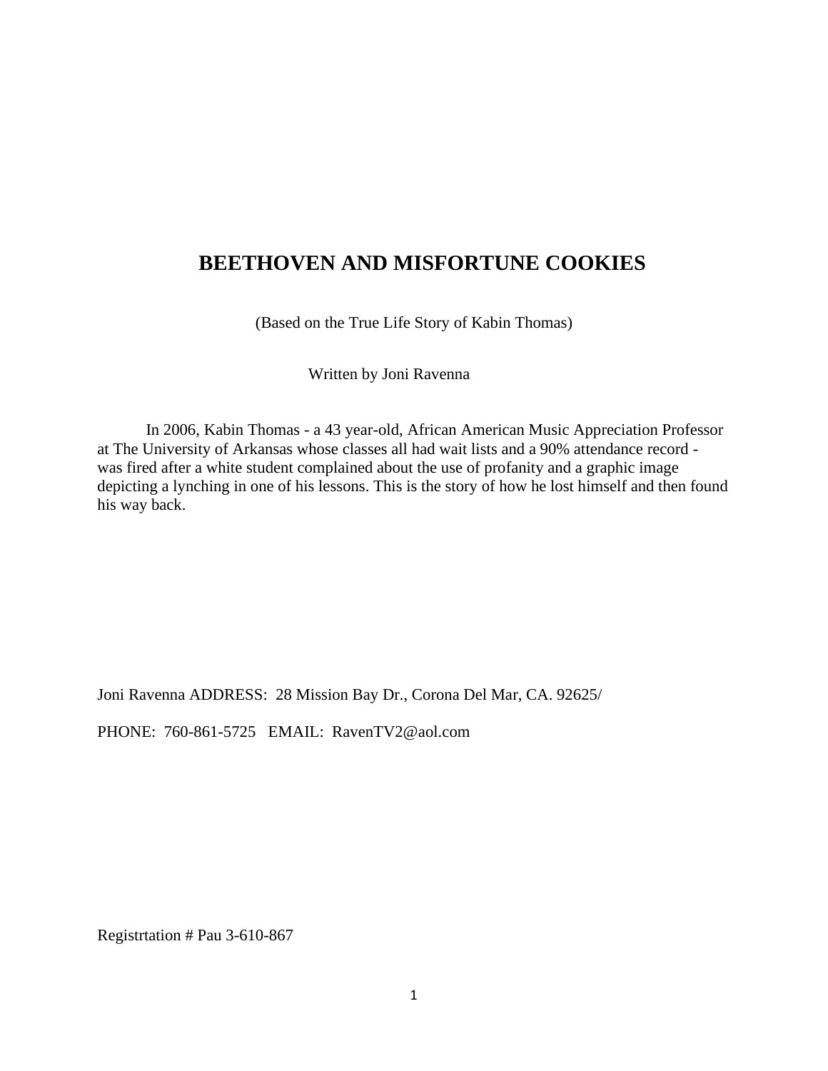# BEETHOVEN AND MISFORTUNE COOKIES

(Based on the True Life Story of Kabin Thomas)

Written by Joni Ravenna

In 2006, Kabin Thomas - a 43 year-old, African American Music Appreciation Professor at The University of Arkansas whose classes all had wait lists and a 90% attendance record - was fired after a white student complained about the use of profanity and a graphic image depicting a lynching in one of his lessons. This is the story of how he lost himself and then found his way back.

Joni Ravenna ADDRESS: 28 Mission Bay Dr., Corona Del Mar, CA. 92625/

PHONE: 760-861-5725 EMAIL: RavenTV2@aol.com

Registrtation # Pau 3-610-867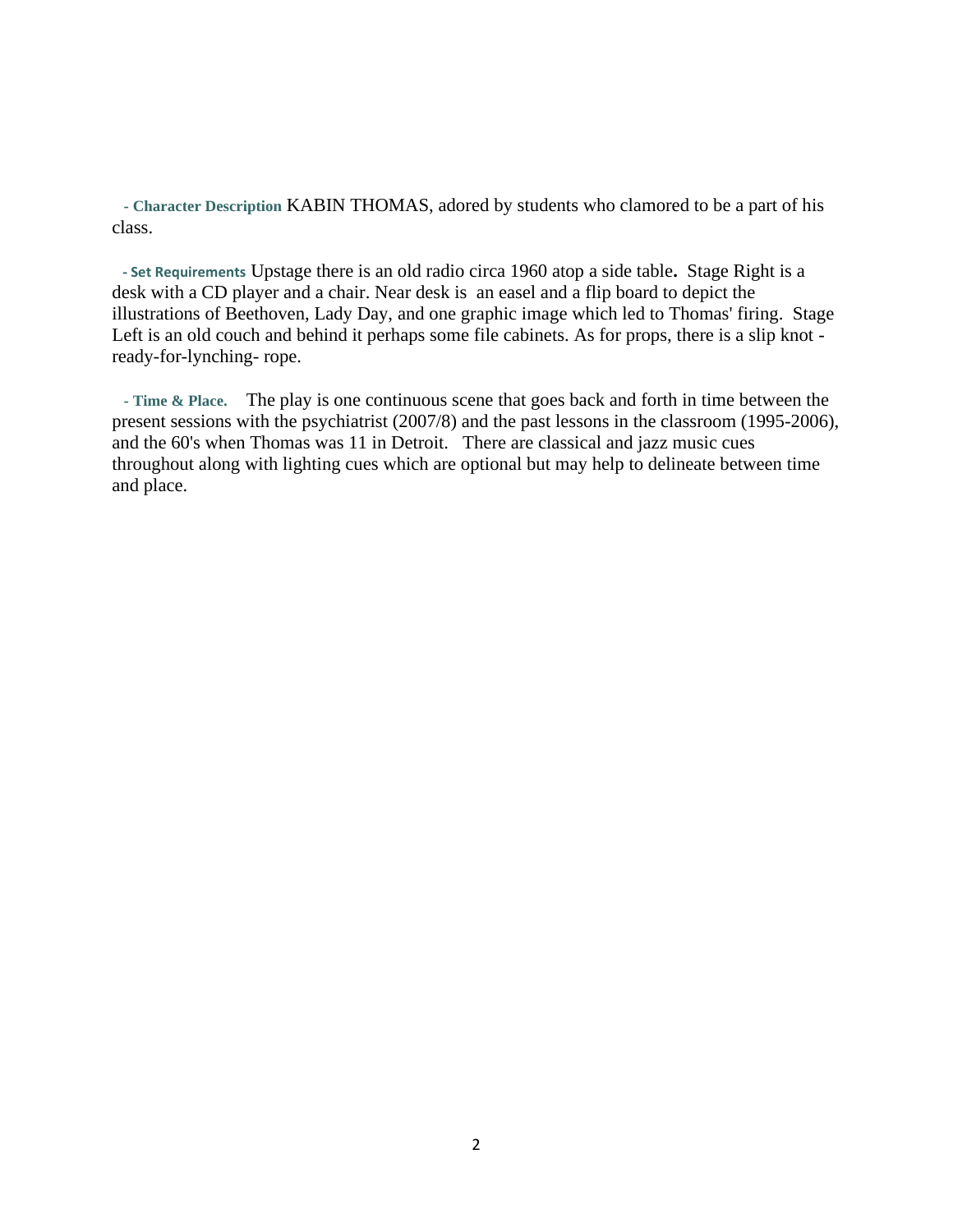**- Character Description** KABIN THOMAS, adored by students who clamored to be a part of his class.

**- Set Requirements** Upstage there is an old radio circa 1960 atop a side table**.** Stage Right is a desk with a CD player and a chair. Near desk is an easel and a flip board to depict the illustrations of Beethoven, Lady Day, and one graphic image which led to Thomas' firing. Stage Left is an old couch and behind it perhaps some file cabinets. As for props, there is a slip knot - ready-for-lynching- rope.

**- Time & Place.** The play is one continuous scene that goes back and forth in time between the present sessions with the psychiatrist (2007/8) and the past lessons in the classroom (1995-2006), and the 60's when Thomas was 11 in Detroit. There are classical and jazz music cues throughout along with lighting cues which are optional but may help to delineate between time and place.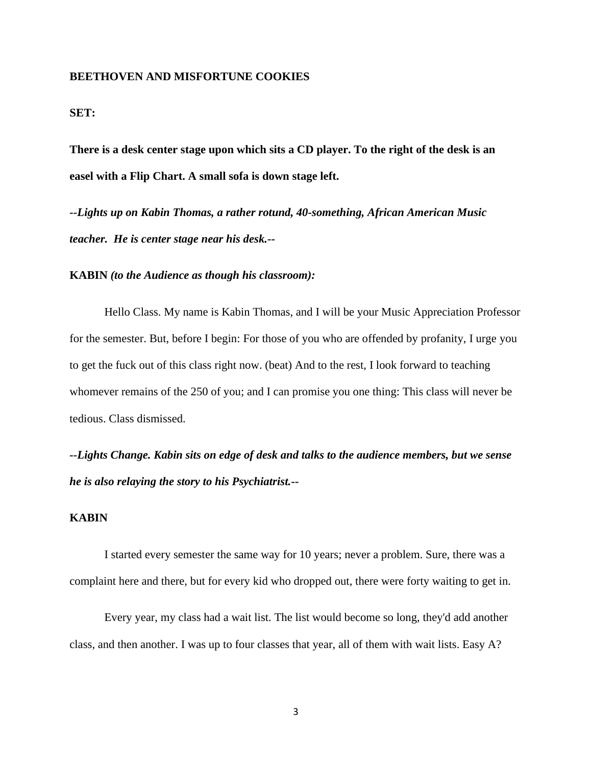**BEETHOVEN AND MISFORTUNE COOKIES**

**SET:**

**There is a desk center stage upon which sits a CD player. To the right of the desk is an easel with a Flip Chart. A small sofa is down stage left.**

***--Lights up on Kabin Thomas, a rather rotund, 40-something, African American Music teacher. He is center stage near his desk.--***

**KABIN** ***(to the Audience as though his classroom):***

Hello Class. My name is Kabin Thomas, and I will be your Music Appreciation Professor for the semester. But, before I begin: For those of you who are offended by profanity, I urge you to get the fuck out of this class right now. (beat) And to the rest, I look forward to teaching whomever remains of the 250 of you; and I can promise you one thing: This class will never be tedious. Class dismissed.

***--Lights Change. Kabin sits on edge of desk and talks to the audience members, but we sense he is also relaying the story to his Psychiatrist.--***

**KABIN**

I started every semester the same way for 10 years; never a problem. Sure, there was a complaint here and there, but for every kid who dropped out, there were forty waiting to get in.

Every year, my class had a wait list. The list would become so long, they'd add another class, and then another. I was up to four classes that year, all of them with wait lists. Easy A?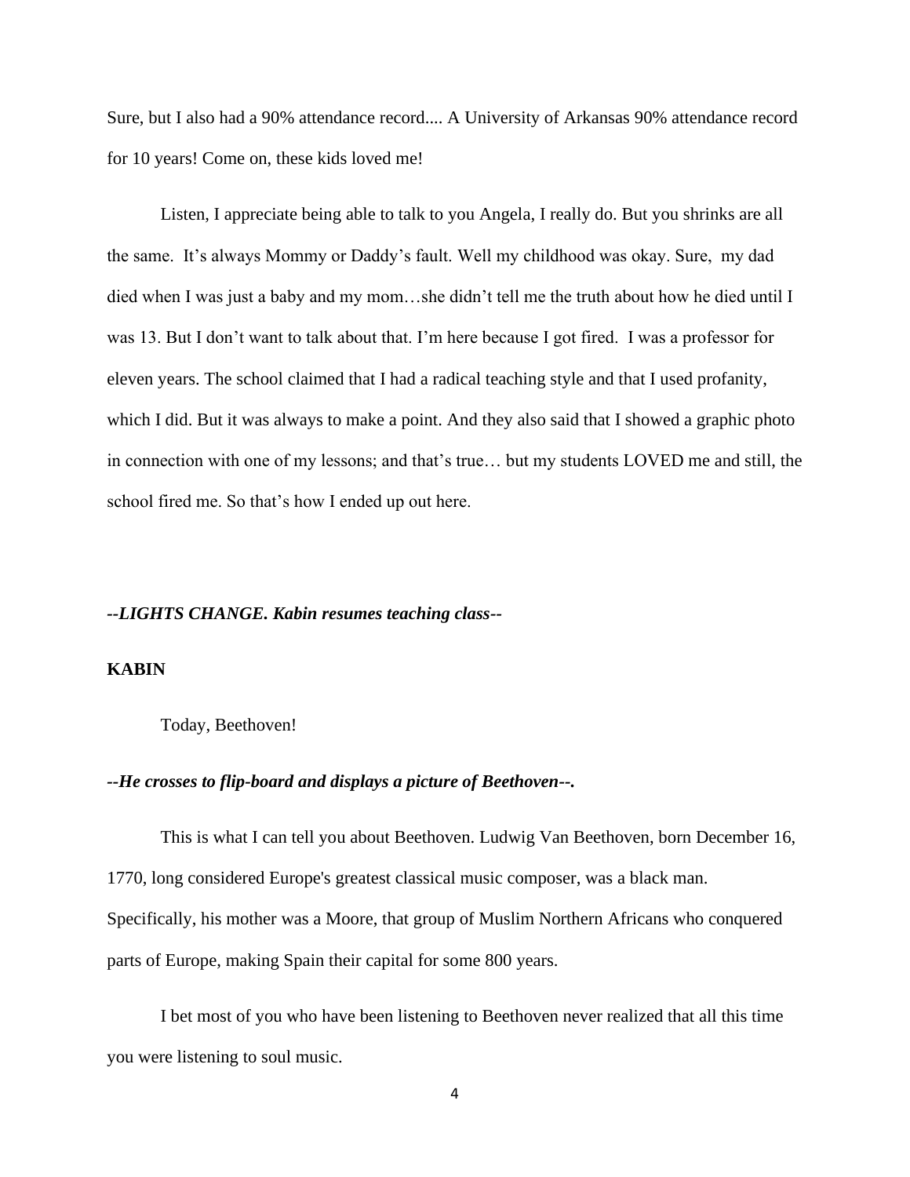Sure, but I also had a 90% attendance record.... A University of Arkansas 90% attendance record for 10 years! Come on, these kids loved me!

Listen, I appreciate being able to talk to you Angela, I really do. But you shrinks are all the same. It's always Mommy or Daddy's fault. Well my childhood was okay. Sure, my dad died when I was just a baby and my mom…she didn't tell me the truth about how he died until I was 13. But I don't want to talk about that. I'm here because I got fired. I was a professor for eleven years. The school claimed that I had a radical teaching style and that I used profanity, which I did. But it was always to make a point. And they also said that I showed a graphic photo in connection with one of my lessons; and that's true… but my students LOVED me and still, the school fired me. So that's how I ended up out here.

***--LIGHTS CHANGE. Kabin resumes teaching class--***

**KABIN**

Today, Beethoven!

***--He crosses to flip-board and displays a picture of Beethoven--.***

This is what I can tell you about Beethoven. Ludwig Van Beethoven, born December 16, 1770, long considered Europe's greatest classical music composer, was a black man. Specifically, his mother was a Moore, that group of Muslim Northern Africans who conquered parts of Europe, making Spain their capital for some 800 years.

I bet most of you who have been listening to Beethoven never realized that all this time you were listening to soul music.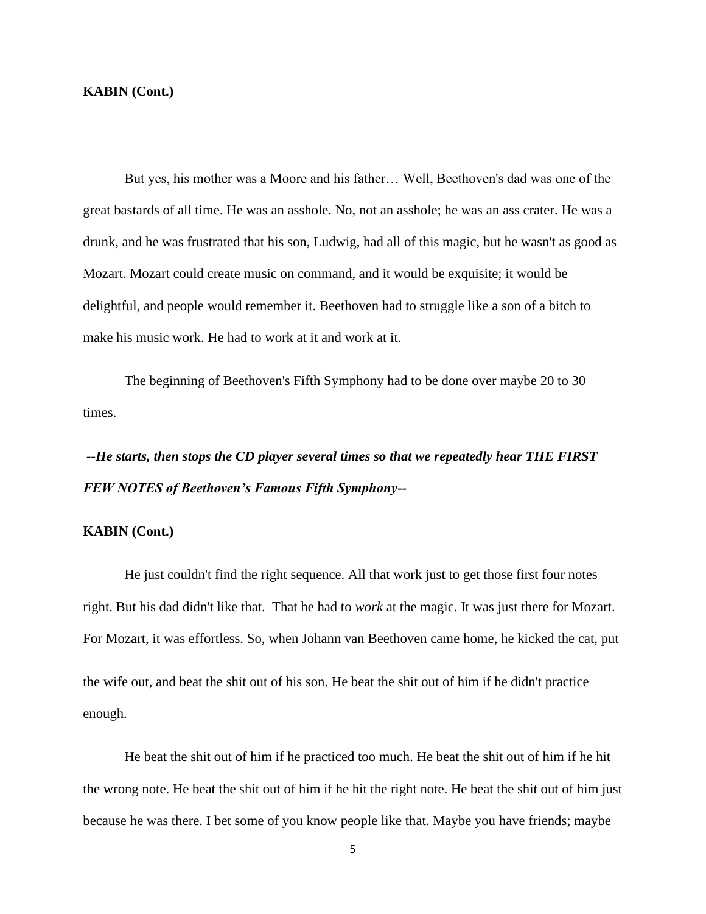**KABIN (Cont.)**

But yes, his mother was a Moore and his father… Well, Beethoven's dad was one of the great bastards of all time. He was an asshole. No, not an asshole; he was an ass crater. He was a drunk, and he was frustrated that his son, Ludwig, had all of this magic, but he wasn't as good as Mozart. Mozart could create music on command, and it would be exquisite; it would be delightful, and people would remember it. Beethoven had to struggle like a son of a bitch to make his music work. He had to work at it and work at it.

The beginning of Beethoven's Fifth Symphony had to be done over maybe 20 to 30 times.

***--He starts, then stops the CD player several times so that we repeatedly hear THE FIRST FEW NOTES of Beethoven's Famous Fifth Symphony--***

**KABIN (Cont.)**

He just couldn't find the right sequence. All that work just to get those first four notes right. But his dad didn't like that. That he had to *work* at the magic. It was just there for Mozart. For Mozart, it was effortless. So, when Johann van Beethoven came home, he kicked the cat, put the wife out, and beat the shit out of his son. He beat the shit out of him if he didn't practice enough.

He beat the shit out of him if he practiced too much. He beat the shit out of him if he hit the wrong note. He beat the shit out of him if he hit the right note. He beat the shit out of him just because he was there. I bet some of you know people like that. Maybe you have friends; maybe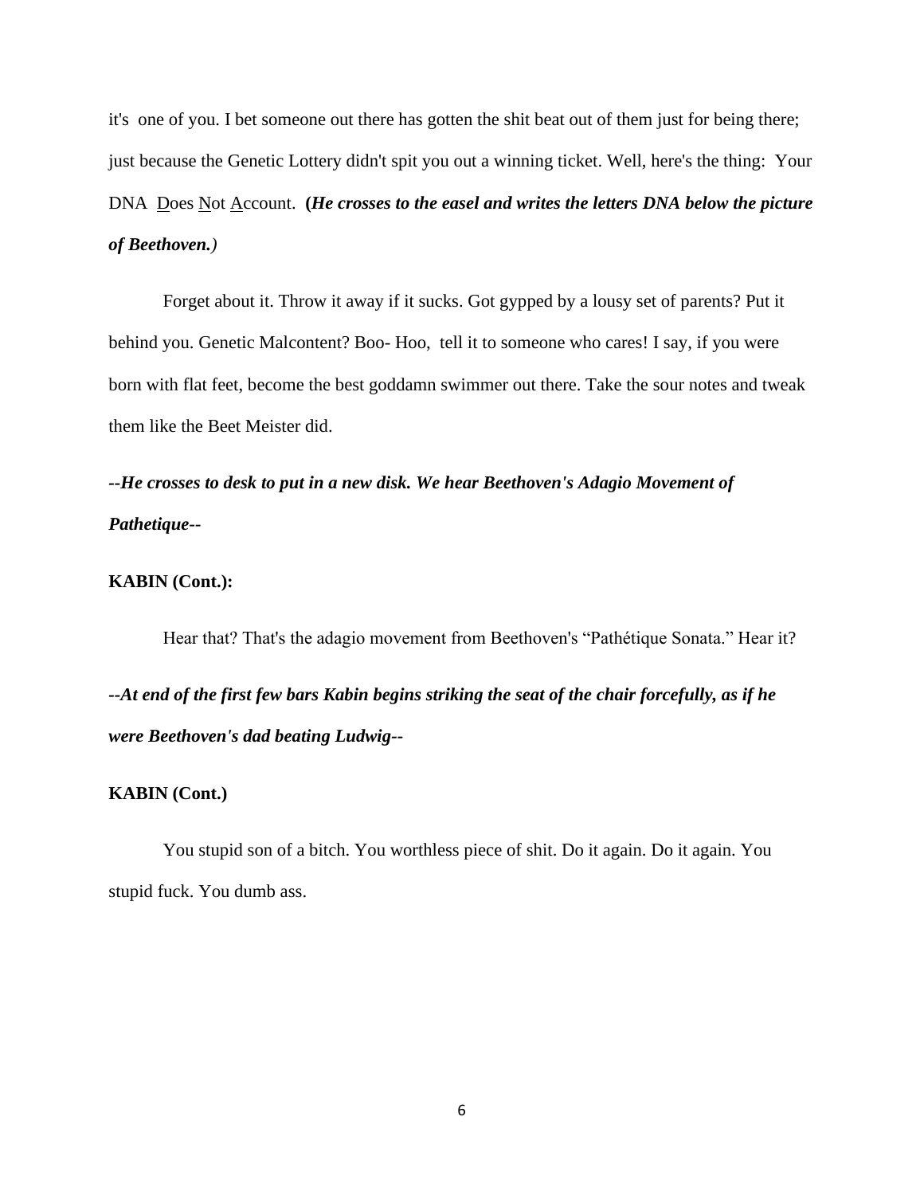it's one of you. I bet someone out there has gotten the shit beat out of them just for being there; just because the Genetic Lottery didn't spit you out a winning ticket. Well, here's the thing: Your DNA <u>D</u>oes <u>N</u>ot <u>A</u>ccount. **(*He crosses to the easel and writes the letters DNA below the picture of Beethoven.*)**

Forget about it. Throw it away if it sucks. Got gypped by a lousy set of parents? Put it behind you. Genetic Malcontent? Boo- Hoo, tell it to someone who cares! I say, if you were born with flat feet, become the best goddamn swimmer out there. Take the sour notes and tweak them like the Beet Meister did.

***--He crosses to desk to put in a new disk. We hear Beethoven's Adagio Movement of Pathetique--***

**KABIN (Cont.):**

Hear that? That's the adagio movement from Beethoven's "Pathétique Sonata." Hear it?

***--At end of the first few bars Kabin begins striking the seat of the chair forcefully, as if he were Beethoven's dad beating Ludwig--***

**KABIN (Cont.)**

You stupid son of a bitch. You worthless piece of shit. Do it again. Do it again. You stupid fuck. You dumb ass.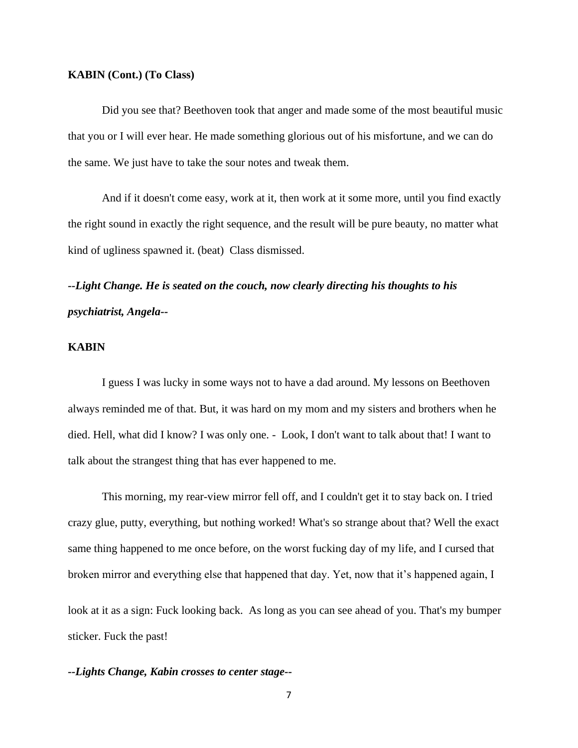**KABIN (Cont.) (To Class)**

Did you see that? Beethoven took that anger and made some of the most beautiful music that you or I will ever hear. He made something glorious out of his misfortune, and we can do the same. We just have to take the sour notes and tweak them.

And if it doesn't come easy, work at it, then work at it some more, until you find exactly the right sound in exactly the right sequence, and the result will be pure beauty, no matter what kind of ugliness spawned it. (beat) Class dismissed.

***--Light Change. He is seated on the couch, now clearly directing his thoughts to his psychiatrist, Angela--***

**KABIN**

I guess I was lucky in some ways not to have a dad around. My lessons on Beethoven always reminded me of that. But, it was hard on my mom and my sisters and brothers when he died. Hell, what did I know? I was only one. - Look, I don't want to talk about that! I want to talk about the strangest thing that has ever happened to me.

This morning, my rear-view mirror fell off, and I couldn't get it to stay back on. I tried crazy glue, putty, everything, but nothing worked! What's so strange about that? Well the exact same thing happened to me once before, on the worst fucking day of my life, and I cursed that broken mirror and everything else that happened that day. Yet, now that it's happened again, I look at it as a sign: Fuck looking back. As long as you can see ahead of you. That's my bumper sticker. Fuck the past!

***--Lights Change, Kabin crosses to center stage--***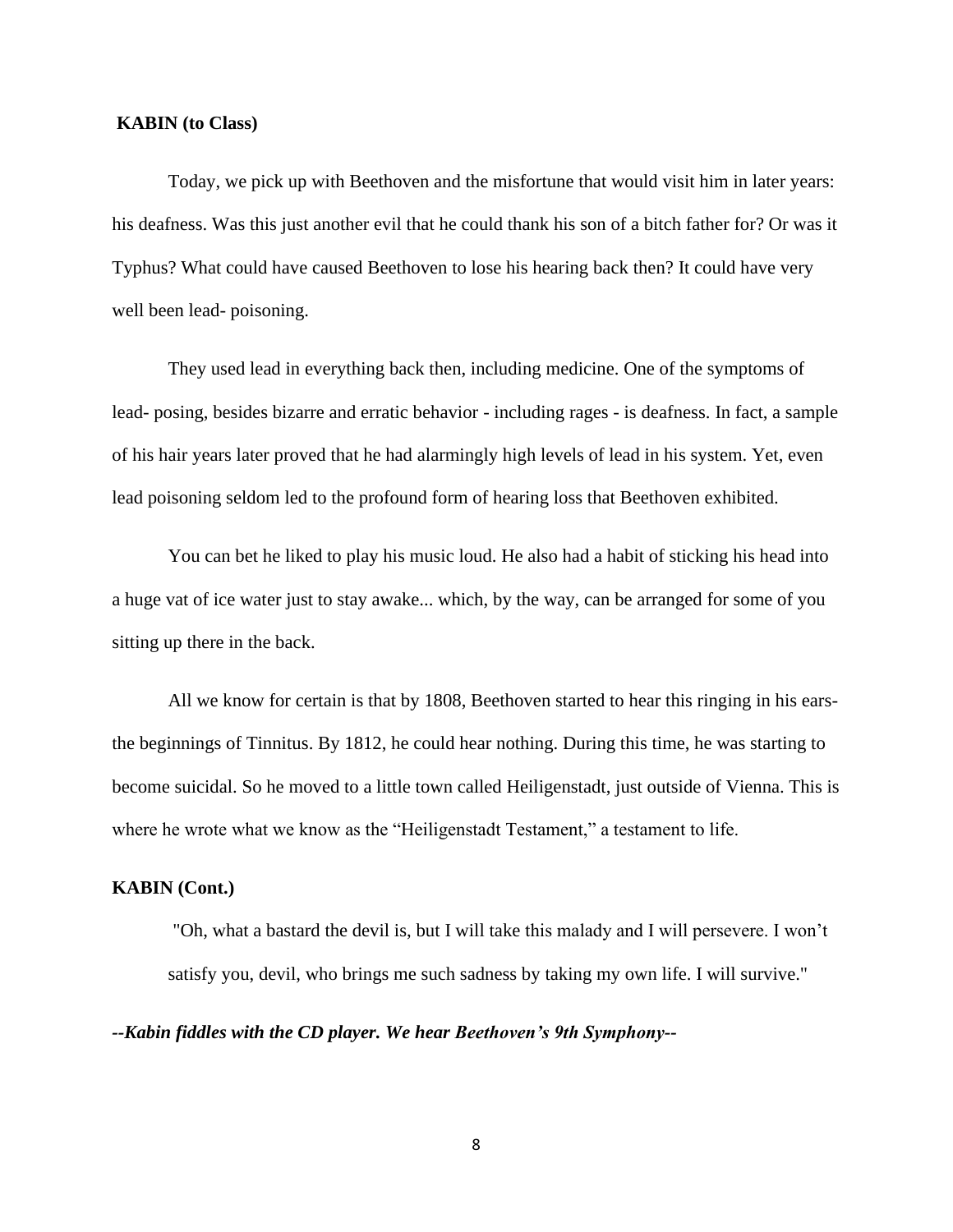**KABIN (to Class)**

Today, we pick up with Beethoven and the misfortune that would visit him in later years: his deafness. Was this just another evil that he could thank his son of a bitch father for? Or was it Typhus? What could have caused Beethoven to lose his hearing back then? It could have very well been lead- poisoning.

They used lead in everything back then, including medicine. One of the symptoms of lead- posing, besides bizarre and erratic behavior - including rages - is deafness. In fact, a sample of his hair years later proved that he had alarmingly high levels of lead in his system. Yet, even lead poisoning seldom led to the profound form of hearing loss that Beethoven exhibited.

You can bet he liked to play his music loud. He also had a habit of sticking his head into a huge vat of ice water just to stay awake... which, by the way, can be arranged for some of you sitting up there in the back.

All we know for certain is that by 1808, Beethoven started to hear this ringing in his ears- the beginnings of Tinnitus. By 1812, he could hear nothing. During this time, he was starting to become suicidal. So he moved to a little town called Heiligenstadt, just outside of Vienna. This is where he wrote what we know as the "Heiligenstadt Testament," a testament to life.

**KABIN (Cont.)**

"Oh, what a bastard the devil is, but I will take this malady and I will persevere. I won't satisfy you, devil, who brings me such sadness by taking my own life. I will survive."

***--Kabin fiddles with the CD player. We hear Beethoven's 9th Symphony--***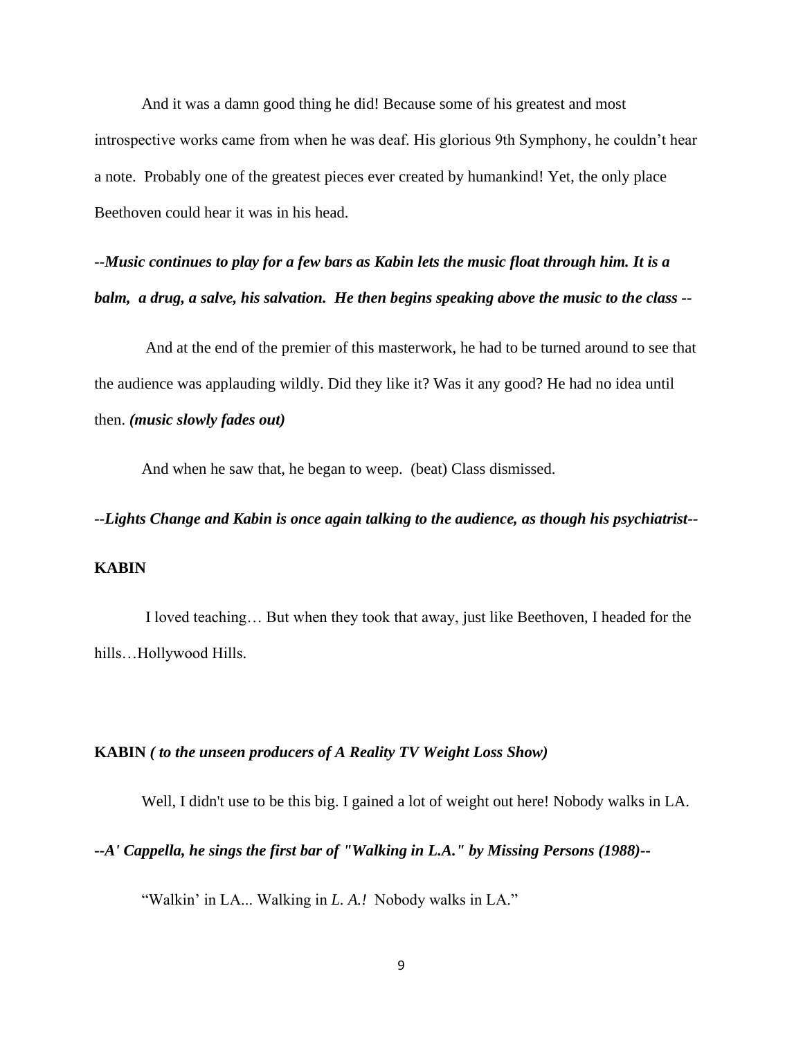And it was a damn good thing he did! Because some of his greatest and most introspective works came from when he was deaf. His glorious 9th Symphony, he couldn't hear a note. Probably one of the greatest pieces ever created by humankind! Yet, the only place Beethoven could hear it was in his head.

***--Music continues to play for a few bars as Kabin lets the music float through him. It is a balm, a drug, a salve, his salvation. He then begins speaking above the music to the class --***

And at the end of the premier of this masterwork, he had to be turned around to see that the audience was applauding wildly. Did they like it? Was it any good? He had no idea until then. ***(music slowly fades out)***

And when he saw that, he began to weep. (beat) Class dismissed.

***--Lights Change and Kabin is once again talking to the audience, as though his psychiatrist--***

**KABIN**

I loved teaching… But when they took that away, just like Beethoven, I headed for the hills…Hollywood Hills.

**KABIN *( to the unseen producers of A Reality TV Weight Loss Show)***

Well, I didn't use to be this big. I gained a lot of weight out here! Nobody walks in LA.

***--A' Cappella, he sings the first bar of "Walking in L.A." by Missing Persons (1988)--***

"Walkin' in LA... Walking in *L. A.!* Nobody walks in LA."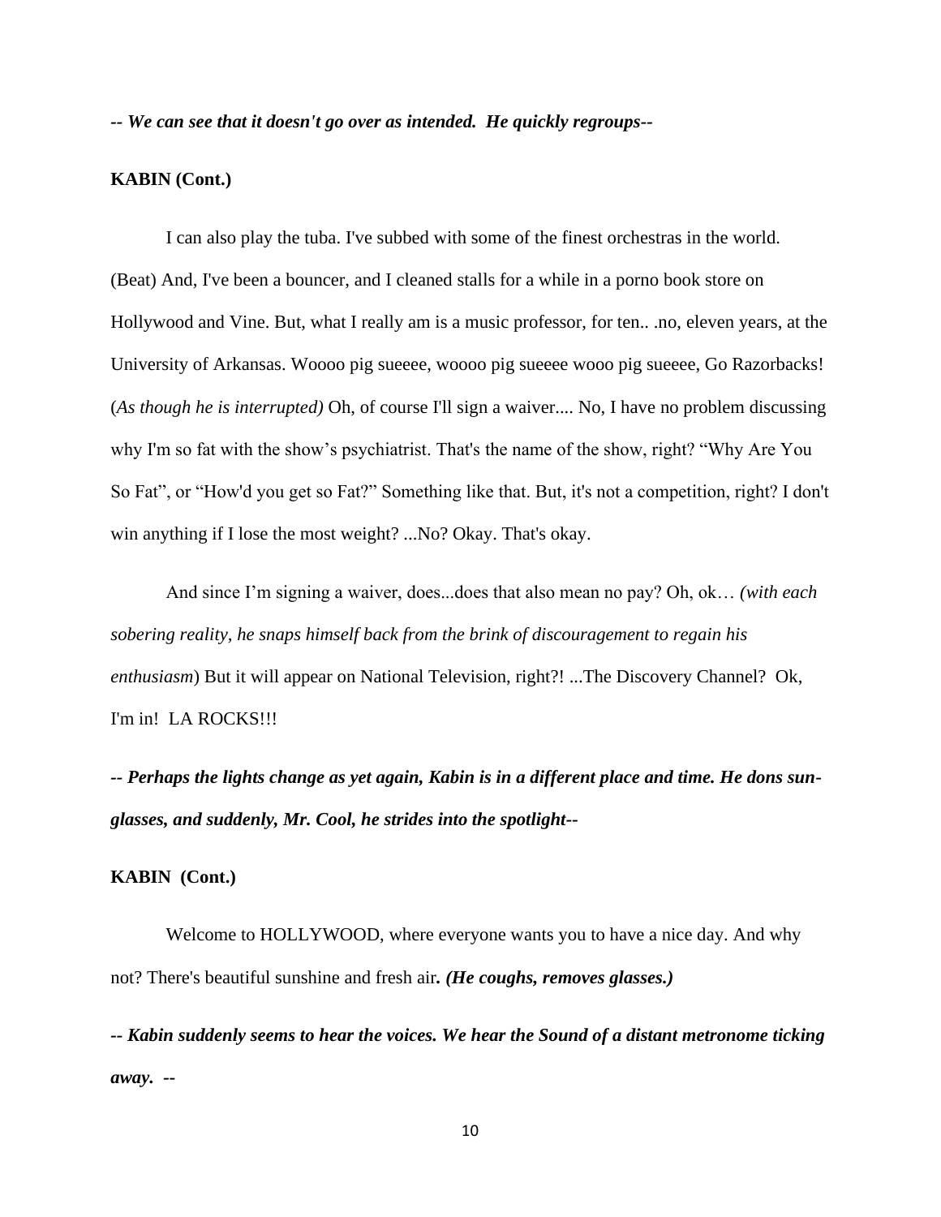***-- We can see that it doesn't go over as intended. He quickly regroups--***

**KABIN (Cont.)**

I can also play the tuba. I've subbed with some of the finest orchestras in the world. (Beat) And, I've been a bouncer, and I cleaned stalls for a while in a porno book store on Hollywood and Vine. But, what I really am is a music professor, for ten.. .no, eleven years, at the University of Arkansas. Woooo pig sueeee, woooo pig sueeee wooo pig sueeee, Go Razorbacks! (*As though he is interrupted)* Oh, of course I'll sign a waiver.... No, I have no problem discussing why I'm so fat with the show's psychiatrist. That's the name of the show, right? "Why Are You So Fat", or "How'd you get so Fat?" Something like that. But, it's not a competition, right? I don't win anything if I lose the most weight? ...No? Okay. That's okay.

And since I'm signing a waiver, does...does that also mean no pay? Oh, ok… *(with each sobering reality, he snaps himself back from the brink of discouragement to regain his enthusiasm*) But it will appear on National Television, right?! ...The Discovery Channel? Ok, I'm in! LA ROCKS!!!

***-- Perhaps the lights change as yet again, Kabin is in a different place and time. He dons sun-glasses, and suddenly, Mr. Cool, he strides into the spotlight--***

**KABIN (Cont.)**

Welcome to HOLLYWOOD, where everyone wants you to have a nice day. And why not? There's beautiful sunshine and fresh air***. (He coughs, removes glasses.)***

***-- Kabin suddenly seems to hear the voices. We hear the Sound of a distant metronome ticking away. --***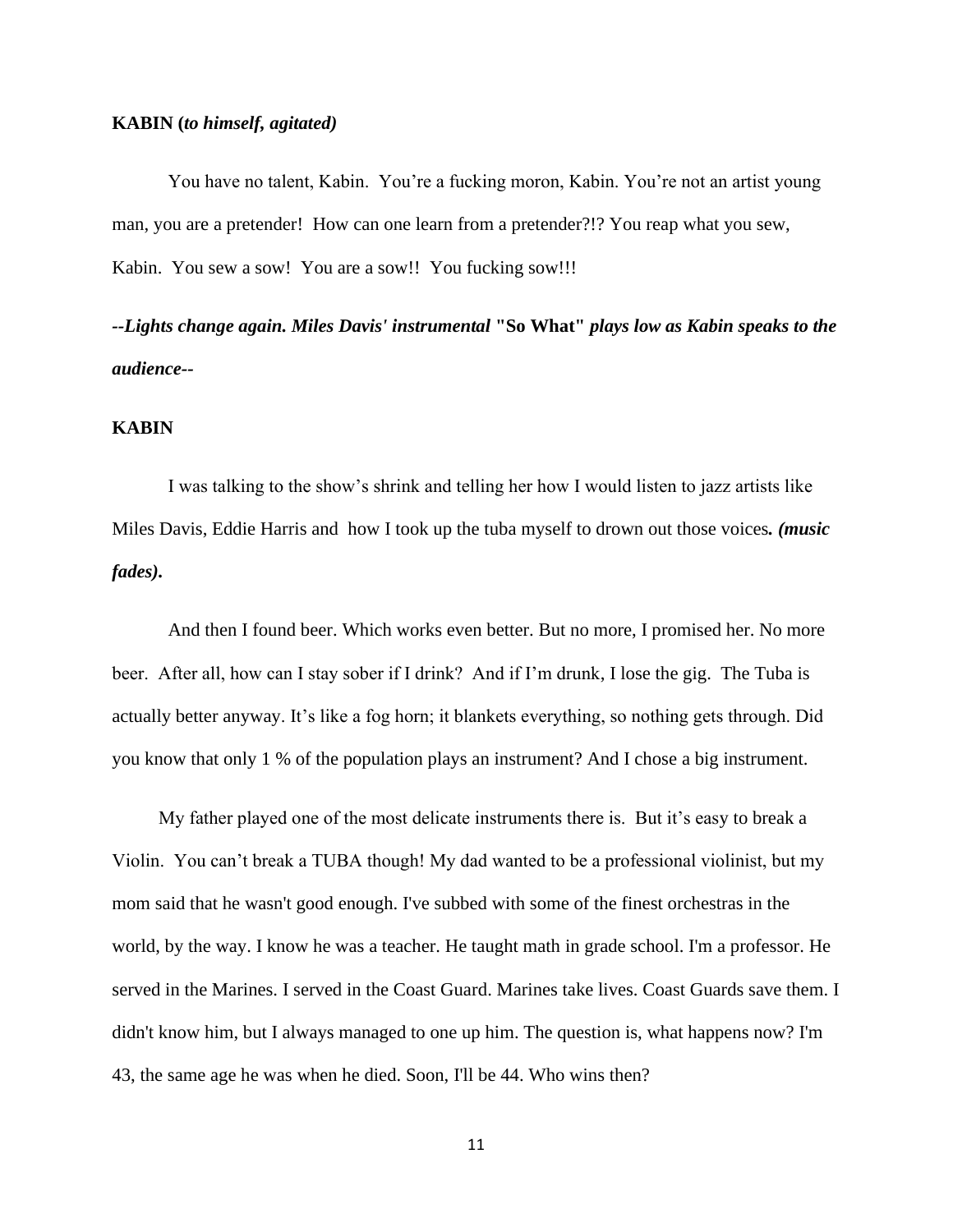**KABIN (*to himself, agitated)***

You have no talent, Kabin. You're a fucking moron, Kabin. You're not an artist young man, you are a pretender! How can one learn from a pretender?!? You reap what you sew, Kabin. You sew a sow! You are a sow!! You fucking sow!!!

***--Lights change again. Miles Davis' instrumental* "So What"** ***plays low as Kabin speaks to the audience--***

**KABIN**

I was talking to the show's shrink and telling her how I would listen to jazz artists like Miles Davis, Eddie Harris and how I took up the tuba myself to drown out those voices***. (music fades)*.**

And then I found beer. Which works even better. But no more, I promised her. No more beer. After all, how can I stay sober if I drink? And if I'm drunk, I lose the gig. The Tuba is actually better anyway. It's like a fog horn; it blankets everything, so nothing gets through. Did you know that only 1 % of the population plays an instrument? And I chose a big instrument.

My father played one of the most delicate instruments there is. But it's easy to break a Violin. You can't break a TUBA though! My dad wanted to be a professional violinist, but my mom said that he wasn't good enough. I've subbed with some of the finest orchestras in the world, by the way. I know he was a teacher. He taught math in grade school. I'm a professor. He served in the Marines. I served in the Coast Guard. Marines take lives. Coast Guards save them. I didn't know him, but I always managed to one up him. The question is, what happens now? I'm 43, the same age he was when he died. Soon, I'll be 44. Who wins then?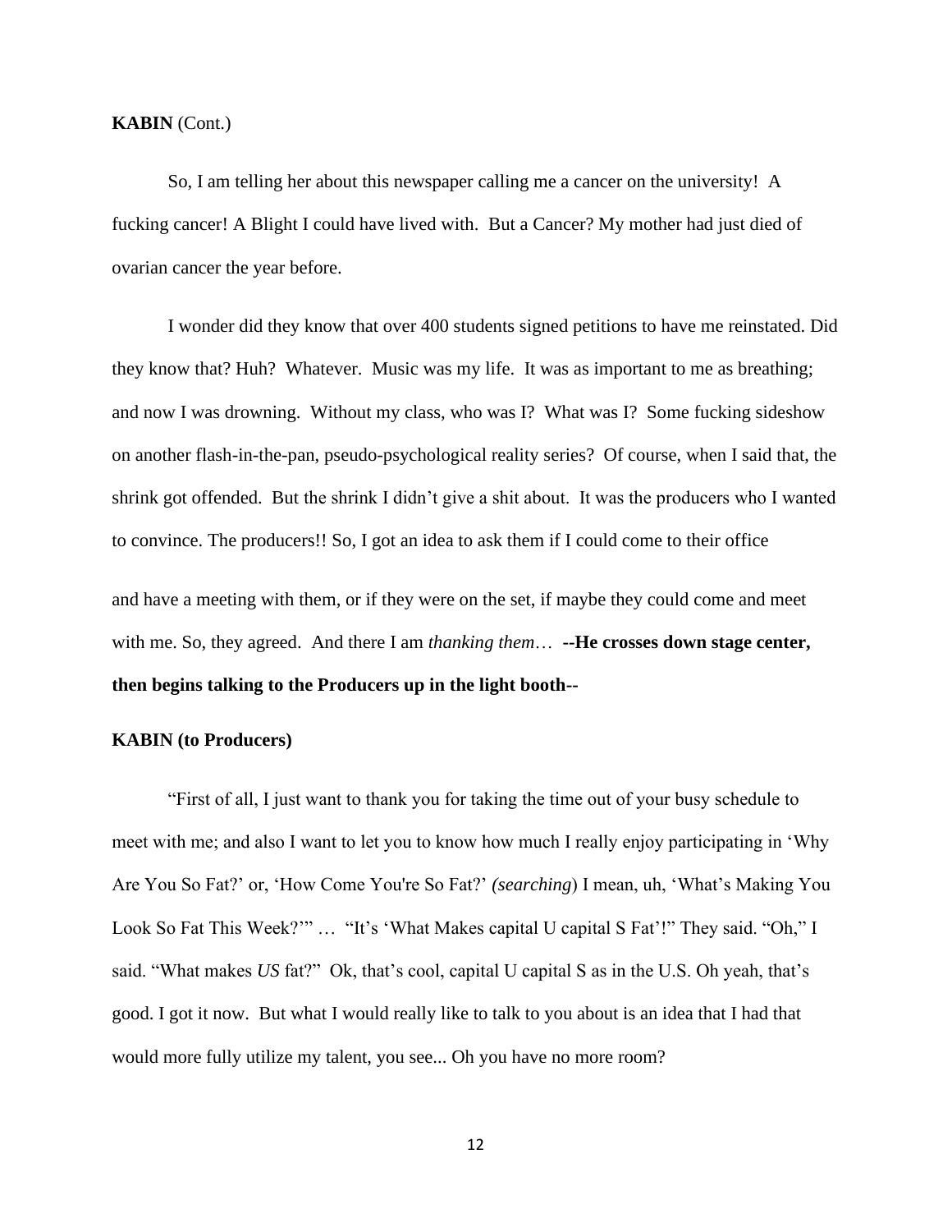**KABIN** (Cont.)

So, I am telling her about this newspaper calling me a cancer on the university! A fucking cancer! A Blight I could have lived with. But a Cancer? My mother had just died of ovarian cancer the year before.

I wonder did they know that over 400 students signed petitions to have me reinstated. Did they know that? Huh? Whatever. Music was my life. It was as important to me as breathing; and now I was drowning. Without my class, who was I? What was I? Some fucking sideshow on another flash-in-the-pan, pseudo-psychological reality series? Of course, when I said that, the shrink got offended. But the shrink I didn't give a shit about. It was the producers who I wanted to convince. The producers!! So, I got an idea to ask them if I could come to their office and have a meeting with them, or if they were on the set, if maybe they could come and meet with me. So, they agreed. And there I am *thanking them*… **--He crosses down stage center, then begins talking to the Producers up in the light booth--**

**KABIN (to Producers)**

"First of all, I just want to thank you for taking the time out of your busy schedule to meet with me; and also I want to let you to know how much I really enjoy participating in 'Why Are You So Fat?' or, 'How Come You're So Fat?' *(searching*) I mean, uh, 'What's Making You Look So Fat This Week?'" … "It's 'What Makes capital U capital S Fat'!" They said. "Oh," I said. "What makes *US* fat?" Ok, that's cool, capital U capital S as in the U.S. Oh yeah, that's good. I got it now. But what I would really like to talk to you about is an idea that I had that would more fully utilize my talent, you see... Oh you have no more room?